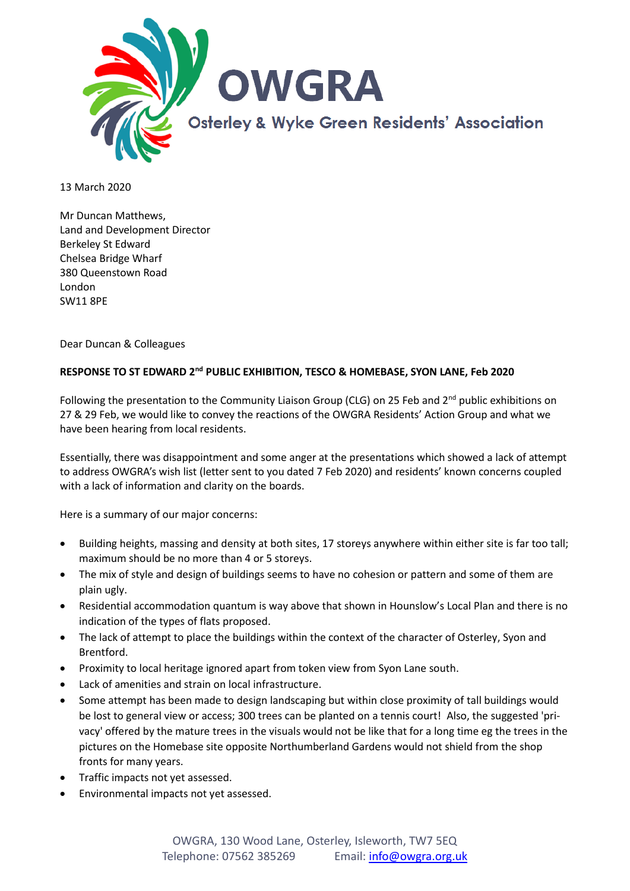# OWGRA

Osterley & Wyke Green Residents' Association

13 March 2020

Mr Duncan Matthews,
Land and Development Director
Berkeley St Edward
Chelsea Bridge Wharf
380 Queenstown Road
London
SW11 8PE

Dear Duncan & Colleagues

**RESPONSE TO ST EDWARD 2nd PUBLIC EXHIBITION, TESCO & HOMEBASE, SYON LANE, Feb 2020**

Following the presentation to the Community Liaison Group (CLG) on 25 Feb and 2nd public exhibitions on 27 & 29 Feb, we would like to convey the reactions of the OWGRA Residents' Action Group and what we have been hearing from local residents.

Essentially, there was disappointment and some anger at the presentations which showed a lack of attempt to address OWGRA's wish list (letter sent to you dated 7 Feb 2020) and residents' known concerns coupled with a lack of information and clarity on the boards.

Here is a summary of our major concerns:

- Building heights, massing and density at both sites, 17 storeys anywhere within either site is far too tall; maximum should be no more than 4 or 5 storeys.
- The mix of style and design of buildings seems to have no cohesion or pattern and some of them are plain ugly.
- Residential accommodation quantum is way above that shown in Hounslow's Local Plan and there is no indication of the types of flats proposed.
- The lack of attempt to place the buildings within the context of the character of Osterley, Syon and Brentford.
- Proximity to local heritage ignored apart from token view from Syon Lane south.
- Lack of amenities and strain on local infrastructure.
- Some attempt has been made to design landscaping but within close proximity of tall buildings would be lost to general view or access; 300 trees can be planted on a tennis court! Also, the suggested 'privacy' offered by the mature trees in the visuals would not be like that for a long time eg the trees in the pictures on the Homebase site opposite Northumberland Gardens would not shield from the shop fronts for many years.
- Traffic impacts not yet assessed.
- Environmental impacts not yet assessed.

OWGRA, 130 Wood Lane, Osterley, Isleworth, TW7 5EQ
Telephone: 07562 385269 Email: info@owgra.org.uk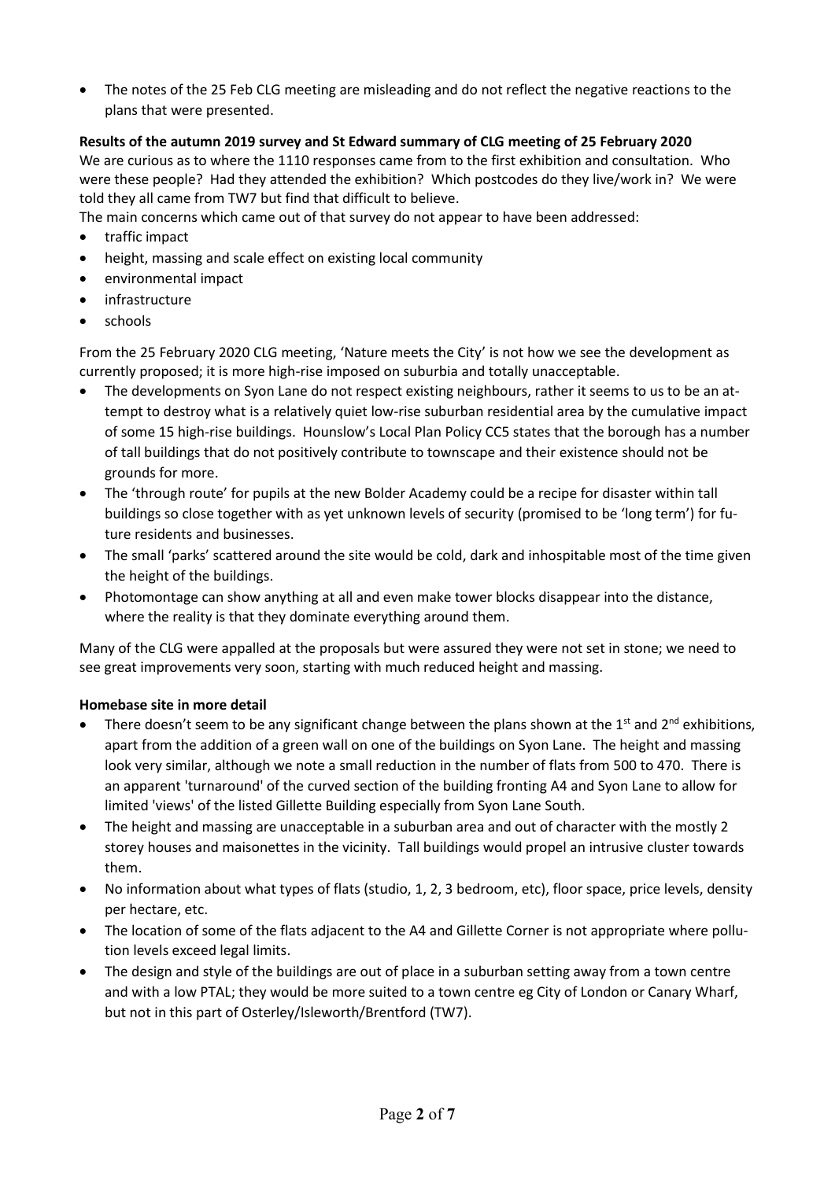- The notes of the 25 Feb CLG meeting are misleading and do not reflect the negative reactions to the plans that were presented.

**Results of the autumn 2019 survey and St Edward summary of CLG meeting of 25 February 2020**

We are curious as to where the 1110 responses came from to the first exhibition and consultation. Who were these people? Had they attended the exhibition? Which postcodes do they live/work in? We were told they all came from TW7 but find that difficult to believe.

The main concerns which came out of that survey do not appear to have been addressed:

- traffic impact
- height, massing and scale effect on existing local community
- environmental impact
- infrastructure
- schools

From the 25 February 2020 CLG meeting, 'Nature meets the City' is not how we see the development as currently proposed; it is more high-rise imposed on suburbia and totally unacceptable.

- The developments on Syon Lane do not respect existing neighbours, rather it seems to us to be an attempt to destroy what is a relatively quiet low-rise suburban residential area by the cumulative impact of some 15 high-rise buildings. Hounslow's Local Plan Policy CC5 states that the borough has a number of tall buildings that do not positively contribute to townscape and their existence should not be grounds for more.
- The 'through route' for pupils at the new Bolder Academy could be a recipe for disaster within tall buildings so close together with as yet unknown levels of security (promised to be 'long term') for future residents and businesses.
- The small 'parks' scattered around the site would be cold, dark and inhospitable most of the time given the height of the buildings.
- Photomontage can show anything at all and even make tower blocks disappear into the distance, where the reality is that they dominate everything around them.

Many of the CLG were appalled at the proposals but were assured they were not set in stone; we need to see great improvements very soon, starting with much reduced height and massing.

**Homebase site in more detail**

- There doesn't seem to be any significant change between the plans shown at the 1st and 2nd exhibitions, apart from the addition of a green wall on one of the buildings on Syon Lane. The height and massing look very similar, although we note a small reduction in the number of flats from 500 to 470. There is an apparent 'turnaround' of the curved section of the building fronting A4 and Syon Lane to allow for limited 'views' of the listed Gillette Building especially from Syon Lane South.
- The height and massing are unacceptable in a suburban area and out of character with the mostly 2 storey houses and maisonettes in the vicinity. Tall buildings would propel an intrusive cluster towards them.
- No information about what types of flats (studio, 1, 2, 3 bedroom, etc), floor space, price levels, density per hectare, etc.
- The location of some of the flats adjacent to the A4 and Gillette Corner is not appropriate where pollution levels exceed legal limits.
- The design and style of the buildings are out of place in a suburban setting away from a town centre and with a low PTAL; they would be more suited to a town centre eg City of London or Canary Wharf, but not in this part of Osterley/Isleworth/Brentford (TW7).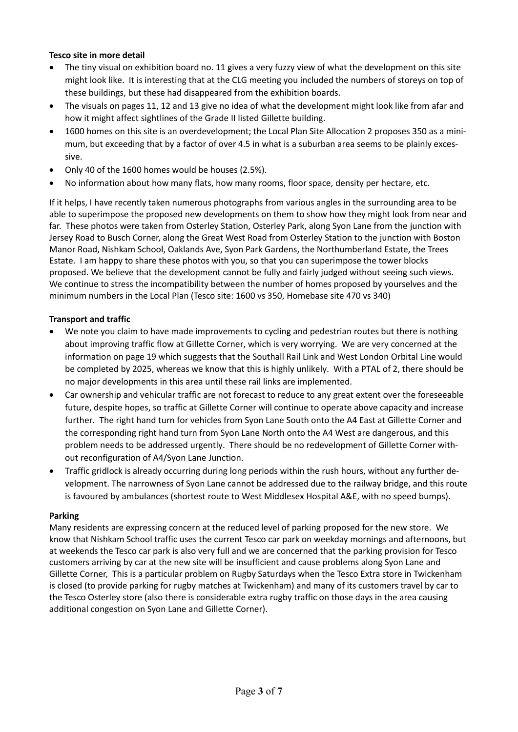**Tesco site in more detail**

- The tiny visual on exhibition board no. 11 gives a very fuzzy view of what the development on this site might look like. It is interesting that at the CLG meeting you included the numbers of storeys on top of these buildings, but these had disappeared from the exhibition boards.
- The visuals on pages 11, 12 and 13 give no idea of what the development might look like from afar and how it might affect sightlines of the Grade II listed Gillette building.
- 1600 homes on this site is an overdevelopment; the Local Plan Site Allocation 2 proposes 350 as a minimum, but exceeding that by a factor of over 4.5 in what is a suburban area seems to be plainly excessive.
- Only 40 of the 1600 homes would be houses (2.5%).
- No information about how many flats, how many rooms, floor space, density per hectare, etc.

If it helps, I have recently taken numerous photographs from various angles in the surrounding area to be able to superimpose the proposed new developments on them to show how they might look from near and far. These photos were taken from Osterley Station, Osterley Park, along Syon Lane from the junction with Jersey Road to Busch Corner, along the Great West Road from Osterley Station to the junction with Boston Manor Road, Nishkam School, Oaklands Ave, Syon Park Gardens, the Northumberland Estate, the Trees Estate. I am happy to share these photos with you, so that you can superimpose the tower blocks proposed. We believe that the development cannot be fully and fairly judged without seeing such views. We continue to stress the incompatibility between the number of homes proposed by yourselves and the minimum numbers in the Local Plan (Tesco site: 1600 vs 350, Homebase site 470 vs 340)

**Transport and traffic**

- We note you claim to have made improvements to cycling and pedestrian routes but there is nothing about improving traffic flow at Gillette Corner, which is very worrying. We are very concerned at the information on page 19 which suggests that the Southall Rail Link and West London Orbital Line would be completed by 2025, whereas we know that this is highly unlikely. With a PTAL of 2, there should be no major developments in this area until these rail links are implemented.
- Car ownership and vehicular traffic are not forecast to reduce to any great extent over the foreseeable future, despite hopes, so traffic at Gillette Corner will continue to operate above capacity and increase further. The right hand turn for vehicles from Syon Lane South onto the A4 East at Gillette Corner and the corresponding right hand turn from Syon Lane North onto the A4 West are dangerous, and this problem needs to be addressed urgently. There should be no redevelopment of Gillette Corner without reconfiguration of A4/Syon Lane Junction.
- Traffic gridlock is already occurring during long periods within the rush hours, without any further development. The narrowness of Syon Lane cannot be addressed due to the railway bridge, and this route is favoured by ambulances (shortest route to West Middlesex Hospital A&E, with no speed bumps).

**Parking**

Many residents are expressing concern at the reduced level of parking proposed for the new store. We know that Nishkam School traffic uses the current Tesco car park on weekday mornings and afternoons, but at weekends the Tesco car park is also very full and we are concerned that the parking provision for Tesco customers arriving by car at the new site will be insufficient and cause problems along Syon Lane and Gillette Corner, This is a particular problem on Rugby Saturdays when the Tesco Extra store in Twickenham is closed (to provide parking for rugby matches at Twickenham) and many of its customers travel by car to the Tesco Osterley store (also there is considerable extra rugby traffic on those days in the area causing additional congestion on Syon Lane and Gillette Corner).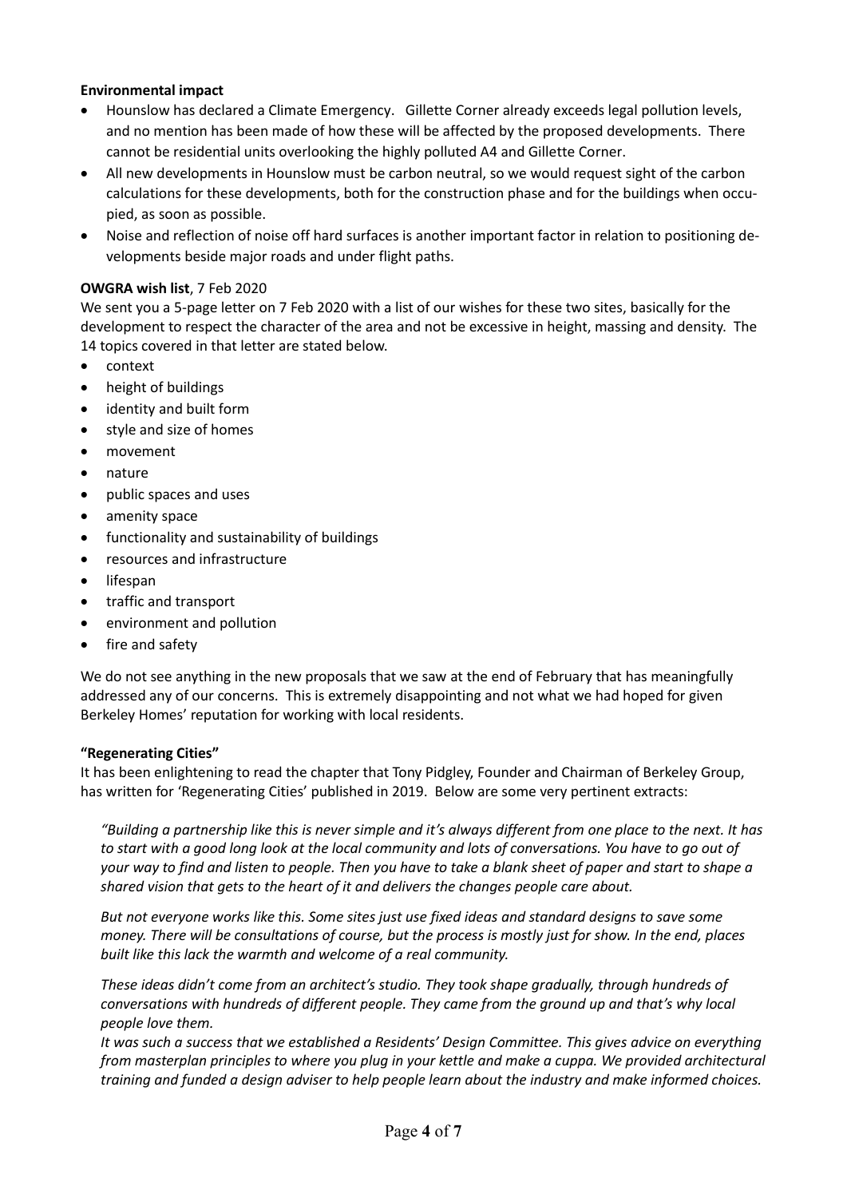**Environmental impact**

- Hounslow has declared a Climate Emergency. Gillette Corner already exceeds legal pollution levels, and no mention has been made of how these will be affected by the proposed developments. There cannot be residential units overlooking the highly polluted A4 and Gillette Corner.
- All new developments in Hounslow must be carbon neutral, so we would request sight of the carbon calculations for these developments, both for the construction phase and for the buildings when occupied, as soon as possible.
- Noise and reflection of noise off hard surfaces is another important factor in relation to positioning developments beside major roads and under flight paths.

**OWGRA wish list**, 7 Feb 2020

We sent you a 5-page letter on 7 Feb 2020 with a list of our wishes for these two sites, basically for the development to respect the character of the area and not be excessive in height, massing and density. The 14 topics covered in that letter are stated below.

- context
- height of buildings
- identity and built form
- style and size of homes
- movement
- nature
- public spaces and uses
- amenity space
- functionality and sustainability of buildings
- resources and infrastructure
- lifespan
- traffic and transport
- environment and pollution
- fire and safety

We do not see anything in the new proposals that we saw at the end of February that has meaningfully addressed any of our concerns. This is extremely disappointing and not what we had hoped for given Berkeley Homes' reputation for working with local residents.

**"Regenerating Cities"**

It has been enlightening to read the chapter that Tony Pidgley, Founder and Chairman of Berkeley Group, has written for 'Regenerating Cities' published in 2019. Below are some very pertinent extracts:

> *"Building a partnership like this is never simple and it's always different from one place to the next. It has to start with a good long look at the local community and lots of conversations. You have to go out of your way to find and listen to people. Then you have to take a blank sheet of paper and start to shape a shared vision that gets to the heart of it and delivers the changes people care about.*
>
> *But not everyone works like this. Some sites just use fixed ideas and standard designs to save some money. There will be consultations of course, but the process is mostly just for show. In the end, places built like this lack the warmth and welcome of a real community.*
>
> *These ideas didn't come from an architect's studio. They took shape gradually, through hundreds of conversations with hundreds of different people. They came from the ground up and that's why local people love them.*
>
> *It was such a success that we established a Residents' Design Committee. This gives advice on everything from masterplan principles to where you plug in your kettle and make a cuppa. We provided architectural training and funded a design adviser to help people learn about the industry and make informed choices.*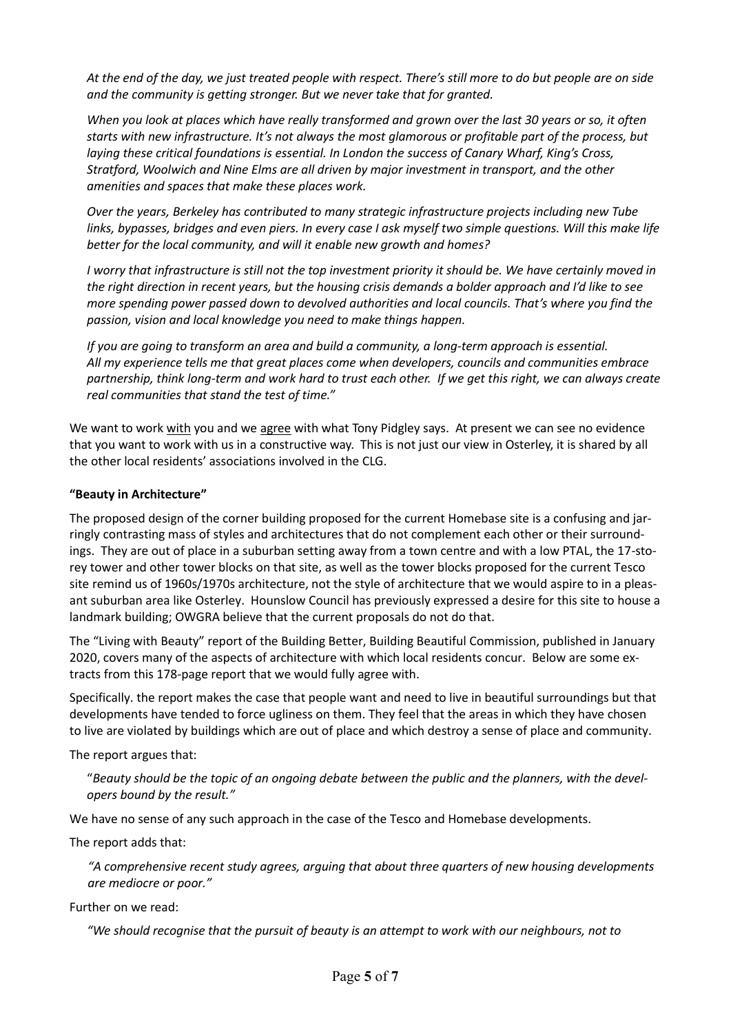*At the end of the day, we just treated people with respect. There's still more to do but people are on side and the community is getting stronger. But we never take that for granted.*

*When you look at places which have really transformed and grown over the last 30 years or so, it often starts with new infrastructure. It's not always the most glamorous or profitable part of the process, but laying these critical foundations is essential. In London the success of Canary Wharf, King's Cross, Stratford, Woolwich and Nine Elms are all driven by major investment in transport, and the other amenities and spaces that make these places work.*

*Over the years, Berkeley has contributed to many strategic infrastructure projects including new Tube links, bypasses, bridges and even piers. In every case I ask myself two simple questions. Will this make life better for the local community, and will it enable new growth and homes?*

*I worry that infrastructure is still not the top investment priority it should be. We have certainly moved in the right direction in recent years, but the housing crisis demands a bolder approach and I'd like to see more spending power passed down to devolved authorities and local councils. That's where you find the passion, vision and local knowledge you need to make things happen.*

*If you are going to transform an area and build a community, a long-term approach is essential. All my experience tells me that great places come when developers, councils and communities embrace partnership, think long-term and work hard to trust each other. If we get this right, we can always create real communities that stand the test of time."*

We want to work <u>with</u> you and we <u>agree</u> with what Tony Pidgley says. At present we can see no evidence that you want to work with us in a constructive way. This is not just our view in Osterley, it is shared by all the other local residents' associations involved in the CLG.

**"Beauty in Architecture"**

The proposed design of the corner building proposed for the current Homebase site is a confusing and jarringly contrasting mass of styles and architectures that do not complement each other or their surroundings. They are out of place in a suburban setting away from a town centre and with a low PTAL, the 17-storey tower and other tower blocks on that site, as well as the tower blocks proposed for the current Tesco site remind us of 1960s/1970s architecture, not the style of architecture that we would aspire to in a pleasant suburban area like Osterley. Hounslow Council has previously expressed a desire for this site to house a landmark building; OWGRA believe that the current proposals do not do that.

The "Living with Beauty" report of the Building Better, Building Beautiful Commission, published in January 2020, covers many of the aspects of architecture with which local residents concur. Below are some extracts from this 178-page report that we would fully agree with.

Specifically. the report makes the case that people want and need to live in beautiful surroundings but that developments have tended to force ugliness on them. They feel that the areas in which they have chosen to live are violated by buildings which are out of place and which destroy a sense of place and community.

The report argues that:

"*Beauty should be the topic of an ongoing debate between the public and the planners, with the developers bound by the result."*

We have no sense of any such approach in the case of the Tesco and Homebase developments.

The report adds that:

*"A comprehensive recent study agrees, arguing that about three quarters of new housing developments are mediocre or poor."*

Further on we read:

*"We should recognise that the pursuit of beauty is an attempt to work with our neighbours, not to*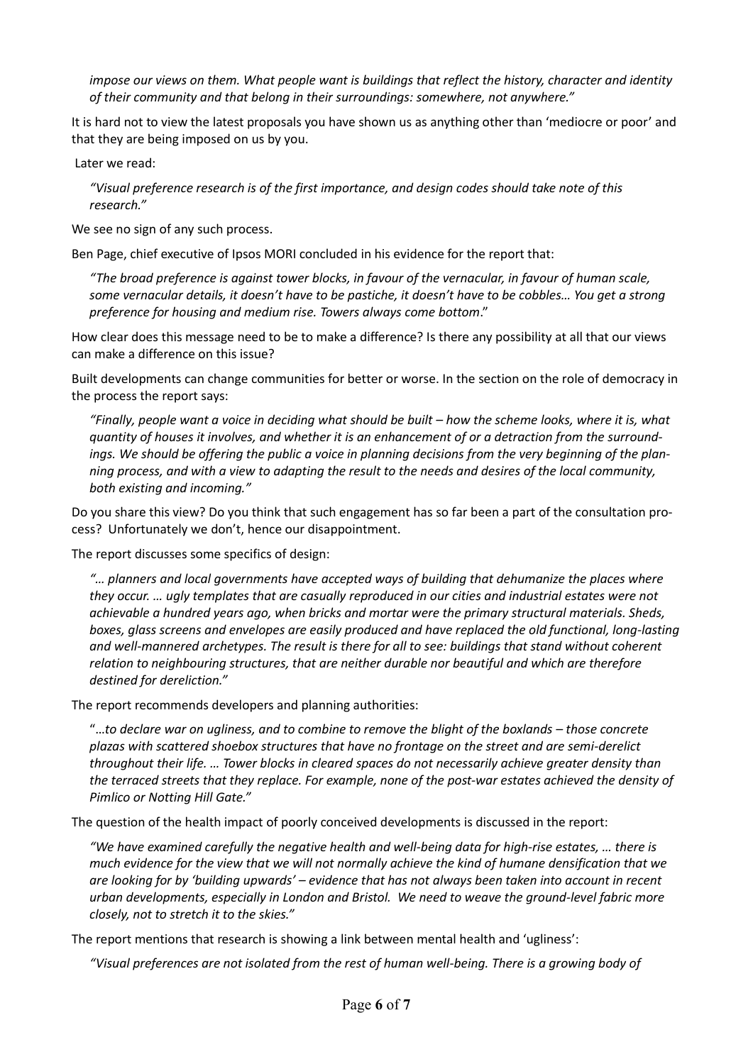*impose our views on them. What people want is buildings that reflect the history, character and identity of their community and that belong in their surroundings: somewhere, not anywhere."*

It is hard not to view the latest proposals you have shown us as anything other than 'mediocre or poor' and that they are being imposed on us by you.

Later we read:

> *"Visual preference research is of the first importance, and design codes should take note of this research."*

We see no sign of any such process.

Ben Page, chief executive of Ipsos MORI concluded in his evidence for the report that:

> *"The broad preference is against tower blocks, in favour of the vernacular, in favour of human scale, some vernacular details, it doesn't have to be pastiche, it doesn't have to be cobbles… You get a strong preference for housing and medium rise. Towers always come bottom*."

How clear does this message need to be to make a difference? Is there any possibility at all that our views can make a difference on this issue?

Built developments can change communities for better or worse. In the section on the role of democracy in the process the report says:

> *"Finally, people want a voice in deciding what should be built – how the scheme looks, where it is, what quantity of houses it involves, and whether it is an enhancement of or a detraction from the surroundings. We should be offering the public a voice in planning decisions from the very beginning of the planning process, and with a view to adapting the result to the needs and desires of the local community, both existing and incoming."*

Do you share this view? Do you think that such engagement has so far been a part of the consultation process? Unfortunately we don't, hence our disappointment.

The report discusses some specifics of design:

> *"… planners and local governments have accepted ways of building that dehumanize the places where they occur. … ugly templates that are casually reproduced in our cities and industrial estates were not achievable a hundred years ago, when bricks and mortar were the primary structural materials. Sheds, boxes, glass screens and envelopes are easily produced and have replaced the old functional, long-lasting and well-mannered archetypes. The result is there for all to see: buildings that stand without coherent relation to neighbouring structures, that are neither durable nor beautiful and which are therefore destined for dereliction."*

The report recommends developers and planning authorities:

> "*…to declare war on ugliness, and to combine to remove the blight of the boxlands – those concrete plazas with scattered shoebox structures that have no frontage on the street and are semi-derelict throughout their life. … Tower blocks in cleared spaces do not necessarily achieve greater density than the terraced streets that they replace. For example, none of the post-war estates achieved the density of Pimlico or Notting Hill Gate."*

The question of the health impact of poorly conceived developments is discussed in the report:

> *"We have examined carefully the negative health and well-being data for high-rise estates, … there is much evidence for the view that we will not normally achieve the kind of humane densification that we are looking for by 'building upwards' – evidence that has not always been taken into account in recent urban developments, especially in London and Bristol. We need to weave the ground-level fabric more closely, not to stretch it to the skies."*

The report mentions that research is showing a link between mental health and 'ugliness':

> *"Visual preferences are not isolated from the rest of human well-being. There is a growing body of*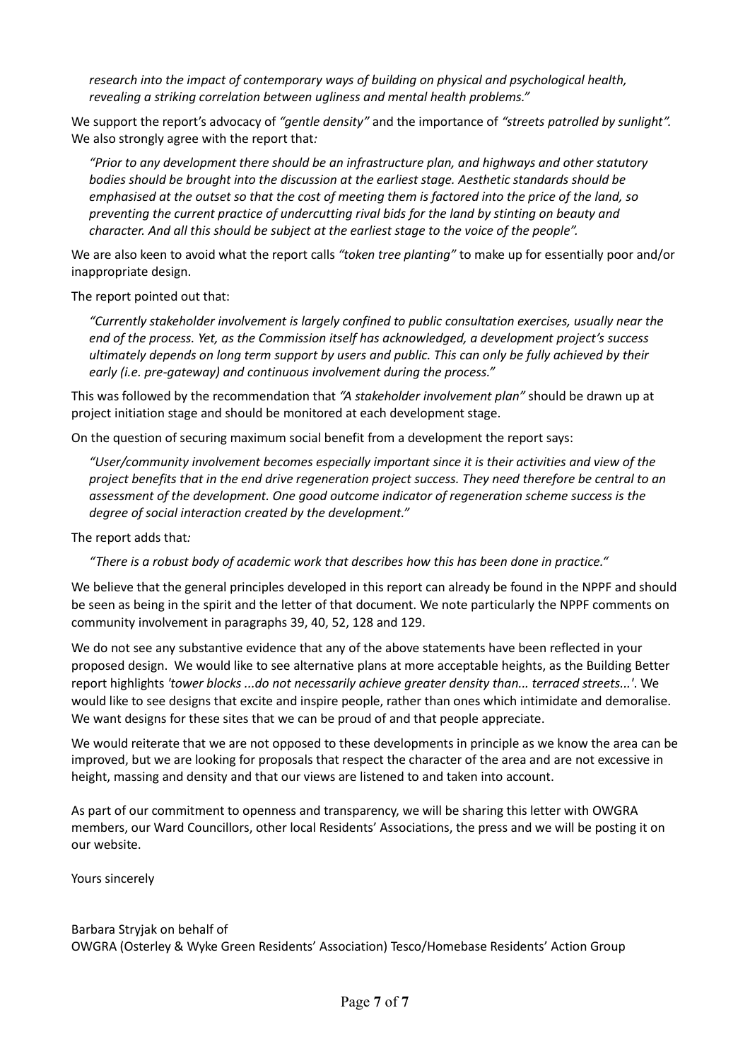*research into the impact of contemporary ways of building on physical and psychological health, revealing a striking correlation between ugliness and mental health problems."*

We support the report's advocacy of *"gentle density"* and the importance of *"streets patrolled by sunlight".* We also strongly agree with the report that*:*

> *"Prior to any development there should be an infrastructure plan, and highways and other statutory bodies should be brought into the discussion at the earliest stage. Aesthetic standards should be emphasised at the outset so that the cost of meeting them is factored into the price of the land, so preventing the current practice of undercutting rival bids for the land by stinting on beauty and character. And all this should be subject at the earliest stage to the voice of the people".*

We are also keen to avoid what the report calls *"token tree planting"* to make up for essentially poor and/or inappropriate design.

The report pointed out that:

> *"Currently stakeholder involvement is largely confined to public consultation exercises, usually near the end of the process. Yet, as the Commission itself has acknowledged, a development project's success ultimately depends on long term support by users and public. This can only be fully achieved by their early (i.e. pre-gateway) and continuous involvement during the process."*

This was followed by the recommendation that *"A stakeholder involvement plan"* should be drawn up at project initiation stage and should be monitored at each development stage.

On the question of securing maximum social benefit from a development the report says:

> *"User/community involvement becomes especially important since it is their activities and view of the project benefits that in the end drive regeneration project success. They need therefore be central to an assessment of the development. One good outcome indicator of regeneration scheme success is the degree of social interaction created by the development."*

The report adds that*:*

> *"There is a robust body of academic work that describes how this has been done in practice."*

We believe that the general principles developed in this report can already be found in the NPPF and should be seen as being in the spirit and the letter of that document. We note particularly the NPPF comments on community involvement in paragraphs 39, 40, 52, 128 and 129.

We do not see any substantive evidence that any of the above statements have been reflected in your proposed design. We would like to see alternative plans at more acceptable heights, as the Building Better report highlights *'tower blocks ...do not necessarily achieve greater density than... terraced streets...'*. We would like to see designs that excite and inspire people, rather than ones which intimidate and demoralise. We want designs for these sites that we can be proud of and that people appreciate.

We would reiterate that we are not opposed to these developments in principle as we know the area can be improved, but we are looking for proposals that respect the character of the area and are not excessive in height, massing and density and that our views are listened to and taken into account.

As part of our commitment to openness and transparency, we will be sharing this letter with OWGRA members, our Ward Councillors, other local Residents' Associations, the press and we will be posting it on our website.

Yours sincerely

Barbara Stryjak on behalf of
OWGRA (Osterley & Wyke Green Residents' Association) Tesco/Homebase Residents' Action Group